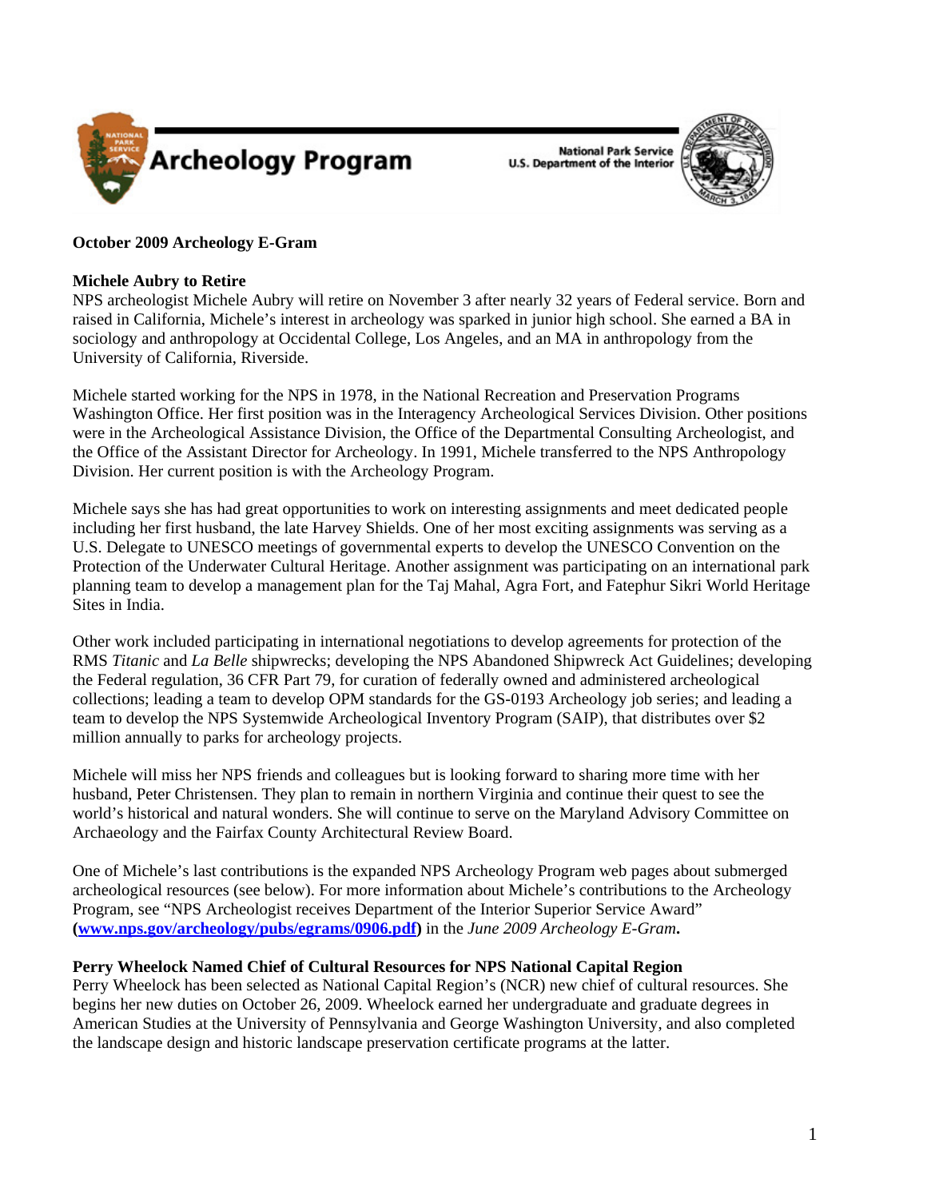Archeology Program

National Park Service
U.S. Department of the Interior

**October 2009 Archeology E-Gram**

**Michele Aubry to Retire**

NPS archeologist Michele Aubry will retire on November 3 after nearly 32 years of Federal service. Born and raised in California, Michele's interest in archeology was sparked in junior high school. She earned a BA in sociology and anthropology at Occidental College, Los Angeles, and an MA in anthropology from the University of California, Riverside.

Michele started working for the NPS in 1978, in the National Recreation and Preservation Programs Washington Office. Her first position was in the Interagency Archeological Services Division. Other positions were in the Archeological Assistance Division, the Office of the Departmental Consulting Archeologist, and the Office of the Assistant Director for Archeology. In 1991, Michele transferred to the NPS Anthropology Division. Her current position is with the Archeology Program.

Michele says she has had great opportunities to work on interesting assignments and meet dedicated people including her first husband, the late Harvey Shields. One of her most exciting assignments was serving as a U.S. Delegate to UNESCO meetings of governmental experts to develop the UNESCO Convention on the Protection of the Underwater Cultural Heritage. Another assignment was participating on an international park planning team to develop a management plan for the Taj Mahal, Agra Fort, and Fatephur Sikri World Heritage Sites in India.

Other work included participating in international negotiations to develop agreements for protection of the RMS *Titanic* and *La Belle* shipwrecks; developing the NPS Abandoned Shipwreck Act Guidelines; developing the Federal regulation, 36 CFR Part 79, for curation of federally owned and administered archeological collections; leading a team to develop OPM standards for the GS-0193 Archeology job series; and leading a team to develop the NPS Systemwide Archeological Inventory Program (SAIP), that distributes over $2 million annually to parks for archeology projects.

Michele will miss her NPS friends and colleagues but is looking forward to sharing more time with her husband, Peter Christensen. They plan to remain in northern Virginia and continue their quest to see the world's historical and natural wonders. She will continue to serve on the Maryland Advisory Committee on Archaeology and the Fairfax County Architectural Review Board.

One of Michele's last contributions is the expanded NPS Archeology Program web pages about submerged archeological resources (see below). For more information about Michele's contributions to the Archeology Program, see "NPS Archeologist receives Department of the Interior Superior Service Award" **(www.nps.gov/archeology/pubs/egrams/0906.pdf)** in the *June 2009 Archeology E-Gram***.**

**Perry Wheelock Named Chief of Cultural Resources for NPS National Capital Region**

Perry Wheelock has been selected as National Capital Region's (NCR) new chief of cultural resources. She begins her new duties on October 26, 2009. Wheelock earned her undergraduate and graduate degrees in American Studies at the University of Pennsylvania and George Washington University, and also completed the landscape design and historic landscape preservation certificate programs at the latter.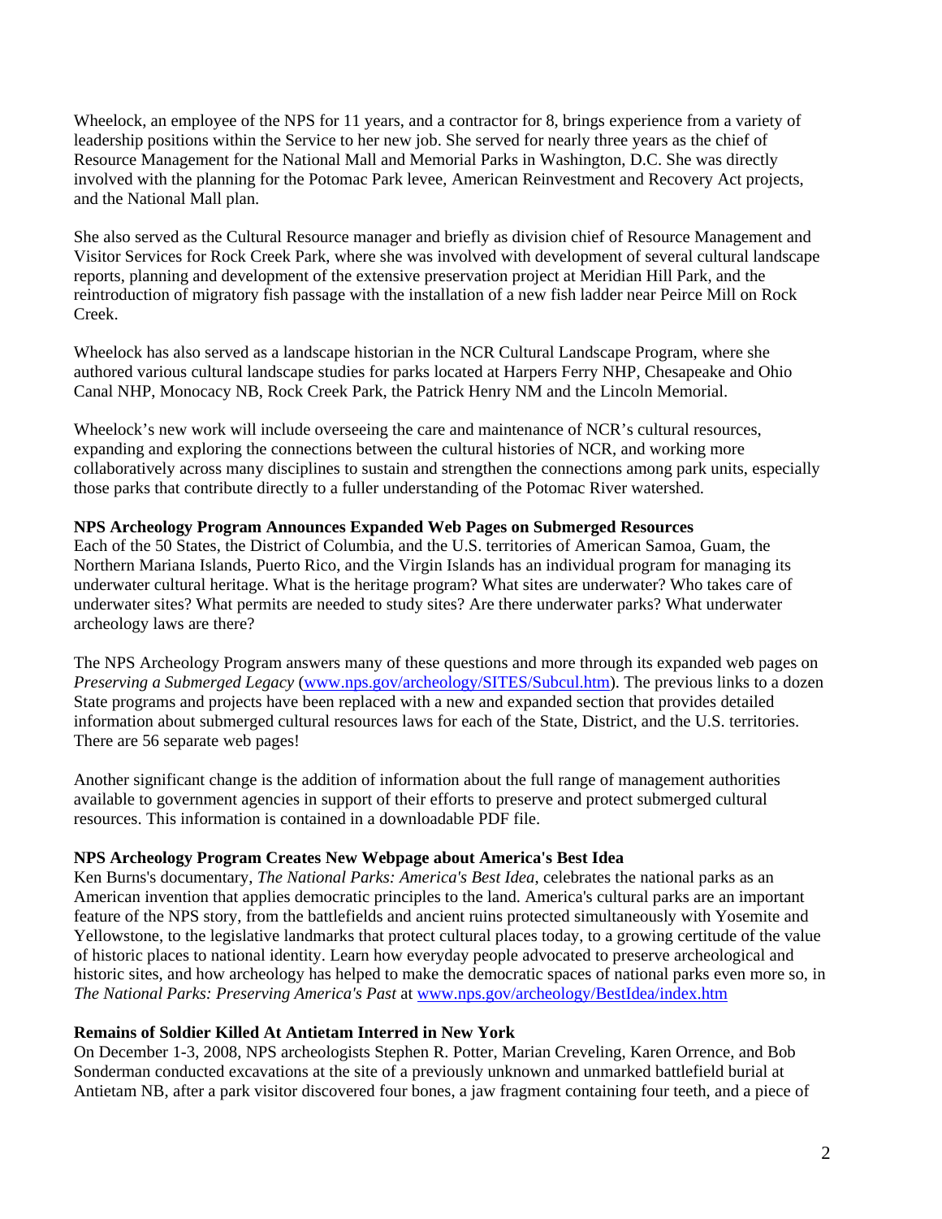Wheelock, an employee of the NPS for 11 years, and a contractor for 8, brings experience from a variety of leadership positions within the Service to her new job. She served for nearly three years as the chief of Resource Management for the National Mall and Memorial Parks in Washington, D.C. She was directly involved with the planning for the Potomac Park levee, American Reinvestment and Recovery Act projects, and the National Mall plan.

She also served as the Cultural Resource manager and briefly as division chief of Resource Management and Visitor Services for Rock Creek Park, where she was involved with development of several cultural landscape reports, planning and development of the extensive preservation project at Meridian Hill Park, and the reintroduction of migratory fish passage with the installation of a new fish ladder near Peirce Mill on Rock Creek.

Wheelock has also served as a landscape historian in the NCR Cultural Landscape Program, where she authored various cultural landscape studies for parks located at Harpers Ferry NHP, Chesapeake and Ohio Canal NHP, Monocacy NB, Rock Creek Park, the Patrick Henry NM and the Lincoln Memorial.

Wheelock's new work will include overseeing the care and maintenance of NCR's cultural resources, expanding and exploring the connections between the cultural histories of NCR, and working more collaboratively across many disciplines to sustain and strengthen the connections among park units, especially those parks that contribute directly to a fuller understanding of the Potomac River watershed.

**NPS Archeology Program Announces Expanded Web Pages on Submerged Resources**

Each of the 50 States, the District of Columbia, and the U.S. territories of American Samoa, Guam, the Northern Mariana Islands, Puerto Rico, and the Virgin Islands has an individual program for managing its underwater cultural heritage. What is the heritage program? What sites are underwater? Who takes care of underwater sites? What permits are needed to study sites? Are there underwater parks? What underwater archeology laws are there?

The NPS Archeology Program answers many of these questions and more through its expanded web pages on *Preserving a Submerged Legacy* ([www.nps.gov/archeology/SITES/Subcul.htm](www.nps.gov/archeology/SITES/Subcul.htm)). The previous links to a dozen State programs and projects have been replaced with a new and expanded section that provides detailed information about submerged cultural resources laws for each of the State, District, and the U.S. territories. There are 56 separate web pages!

Another significant change is the addition of information about the full range of management authorities available to government agencies in support of their efforts to preserve and protect submerged cultural resources. This information is contained in a downloadable PDF file.

**NPS Archeology Program Creates New Webpage about America's Best Idea**

Ken Burns's documentary, *The National Parks: America's Best Idea*, celebrates the national parks as an American invention that applies democratic principles to the land. America's cultural parks are an important feature of the NPS story, from the battlefields and ancient ruins protected simultaneously with Yosemite and Yellowstone, to the legislative landmarks that protect cultural places today, to a growing certitude of the value of historic places to national identity. Learn how everyday people advocated to preserve archeological and historic sites, and how archeology has helped to make the democratic spaces of national parks even more so, in *The National Parks: Preserving America's Past* at [www.nps.gov/archeology/BestIdea/index.htm](www.nps.gov/archeology/BestIdea/index.htm)

**Remains of Soldier Killed At Antietam Interred in New York**

On December 1-3, 2008, NPS archeologists Stephen R. Potter, Marian Creveling, Karen Orrence, and Bob Sonderman conducted excavations at the site of a previously unknown and unmarked battlefield burial at Antietam NB, after a park visitor discovered four bones, a jaw fragment containing four teeth, and a piece of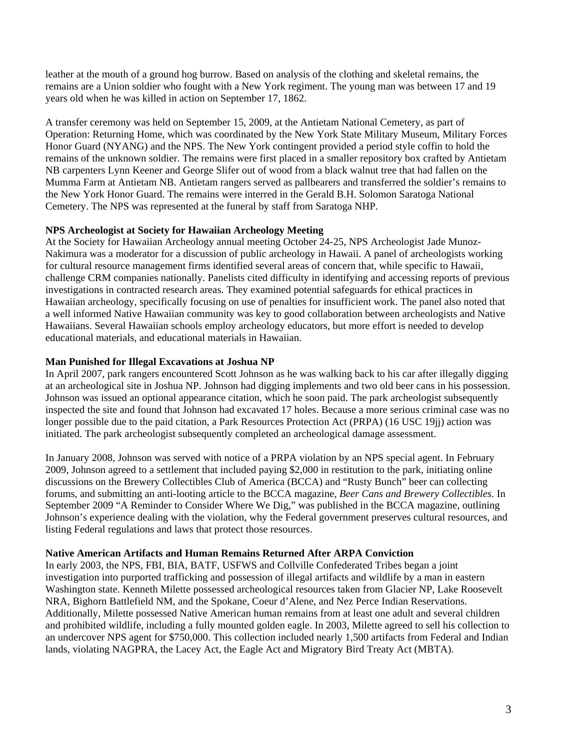leather at the mouth of a ground hog burrow. Based on analysis of the clothing and skeletal remains, the remains are a Union soldier who fought with a New York regiment. The young man was between 17 and 19 years old when he was killed in action on September 17, 1862.

A transfer ceremony was held on September 15, 2009, at the Antietam National Cemetery, as part of Operation: Returning Home, which was coordinated by the New York State Military Museum, Military Forces Honor Guard (NYANG) and the NPS. The New York contingent provided a period style coffin to hold the remains of the unknown soldier. The remains were first placed in a smaller repository box crafted by Antietam NB carpenters Lynn Keener and George Slifer out of wood from a black walnut tree that had fallen on the Mumma Farm at Antietam NB. Antietam rangers served as pallbearers and transferred the soldier's remains to the New York Honor Guard. The remains were interred in the Gerald B.H. Solomon Saratoga National Cemetery. The NPS was represented at the funeral by staff from Saratoga NHP.

**NPS Archeologist at Society for Hawaiian Archeology Meeting**

At the Society for Hawaiian Archeology annual meeting October 24-25, NPS Archeologist Jade Munoz-Nakimura was a moderator for a discussion of public archeology in Hawaii. A panel of archeologists working for cultural resource management firms identified several areas of concern that, while specific to Hawaii, challenge CRM companies nationally. Panelists cited difficulty in identifying and accessing reports of previous investigations in contracted research areas. They examined potential safeguards for ethical practices in Hawaiian archeology, specifically focusing on use of penalties for insufficient work. The panel also noted that a well informed Native Hawaiian community was key to good collaboration between archeologists and Native Hawaiians. Several Hawaiian schools employ archeology educators, but more effort is needed to develop educational materials, and educational materials in Hawaiian.

**Man Punished for Illegal Excavations at Joshua NP**

In April 2007, park rangers encountered Scott Johnson as he was walking back to his car after illegally digging at an archeological site in Joshua NP. Johnson had digging implements and two old beer cans in his possession. Johnson was issued an optional appearance citation, which he soon paid. The park archeologist subsequently inspected the site and found that Johnson had excavated 17 holes. Because a more serious criminal case was no longer possible due to the paid citation, a Park Resources Protection Act (PRPA) (16 USC 19jj) action was initiated. The park archeologist subsequently completed an archeological damage assessment.

In January 2008, Johnson was served with notice of a PRPA violation by an NPS special agent. In February 2009, Johnson agreed to a settlement that included paying $2,000 in restitution to the park, initiating online discussions on the Brewery Collectibles Club of America (BCCA) and "Rusty Bunch" beer can collecting forums, and submitting an anti-looting article to the BCCA magazine, *Beer Cans and Brewery Collectibles*. In September 2009 "A Reminder to Consider Where We Dig," was published in the BCCA magazine, outlining Johnson's experience dealing with the violation, why the Federal government preserves cultural resources, and listing Federal regulations and laws that protect those resources.

**Native American Artifacts and Human Remains Returned After ARPA Conviction**

In early 2003, the NPS, FBI, BIA, BATF, USFWS and Collville Confederated Tribes began a joint investigation into purported trafficking and possession of illegal artifacts and wildlife by a man in eastern Washington state. Kenneth Milette possessed archeological resources taken from Glacier NP, Lake Roosevelt NRA, Bighorn Battlefield NM, and the Spokane, Coeur d'Alene, and Nez Perce Indian Reservations. Additionally, Milette possessed Native American human remains from at least one adult and several children and prohibited wildlife, including a fully mounted golden eagle. In 2003, Milette agreed to sell his collection to an undercover NPS agent for $750,000. This collection included nearly 1,500 artifacts from Federal and Indian lands, violating NAGPRA, the Lacey Act, the Eagle Act and Migratory Bird Treaty Act (MBTA).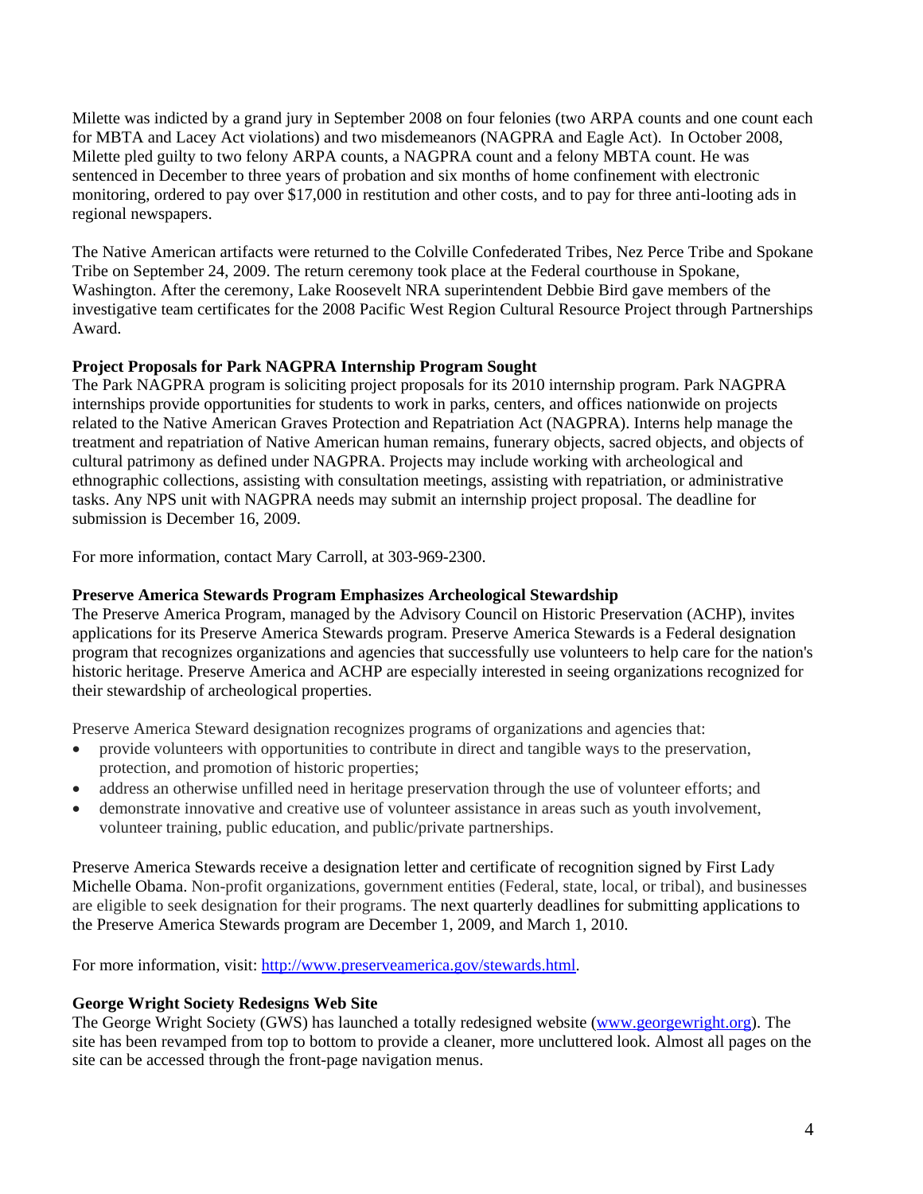Milette was indicted by a grand jury in September 2008 on four felonies (two ARPA counts and one count each for MBTA and Lacey Act violations) and two misdemeanors (NAGPRA and Eagle Act). In October 2008, Milette pled guilty to two felony ARPA counts, a NAGPRA count and a felony MBTA count. He was sentenced in December to three years of probation and six months of home confinement with electronic monitoring, ordered to pay over $17,000 in restitution and other costs, and to pay for three anti-looting ads in regional newspapers.

The Native American artifacts were returned to the Colville Confederated Tribes, Nez Perce Tribe and Spokane Tribe on September 24, 2009. The return ceremony took place at the Federal courthouse in Spokane, Washington. After the ceremony, Lake Roosevelt NRA superintendent Debbie Bird gave members of the investigative team certificates for the 2008 Pacific West Region Cultural Resource Project through Partnerships Award.

**Project Proposals for Park NAGPRA Internship Program Sought**

The Park NAGPRA program is soliciting project proposals for its 2010 internship program. Park NAGPRA internships provide opportunities for students to work in parks, centers, and offices nationwide on projects related to the Native American Graves Protection and Repatriation Act (NAGPRA). Interns help manage the treatment and repatriation of Native American human remains, funerary objects, sacred objects, and objects of cultural patrimony as defined under NAGPRA. Projects may include working with archeological and ethnographic collections, assisting with consultation meetings, assisting with repatriation, or administrative tasks. Any NPS unit with NAGPRA needs may submit an internship project proposal. The deadline for submission is December 16, 2009.

For more information, contact Mary Carroll, at 303-969-2300.

**Preserve America Stewards Program Emphasizes Archeological Stewardship**

The Preserve America Program, managed by the Advisory Council on Historic Preservation (ACHP), invites applications for its Preserve America Stewards program. Preserve America Stewards is a Federal designation program that recognizes organizations and agencies that successfully use volunteers to help care for the nation's historic heritage. Preserve America and ACHP are especially interested in seeing organizations recognized for their stewardship of archeological properties.

Preserve America Steward designation recognizes programs of organizations and agencies that:

- provide volunteers with opportunities to contribute in direct and tangible ways to the preservation, protection, and promotion of historic properties;
- address an otherwise unfilled need in heritage preservation through the use of volunteer efforts; and
- demonstrate innovative and creative use of volunteer assistance in areas such as youth involvement, volunteer training, public education, and public/private partnerships.

Preserve America Stewards receive a designation letter and certificate of recognition signed by First Lady Michelle Obama. Non-profit organizations, government entities (Federal, state, local, or tribal), and businesses are eligible to seek designation for their programs. The next quarterly deadlines for submitting applications to the Preserve America Stewards program are December 1, 2009, and March 1, 2010.

For more information, visit: http://www.preserveamerica.gov/stewards.html.

**George Wright Society Redesigns Web Site**

The George Wright Society (GWS) has launched a totally redesigned website (www.georgewright.org). The site has been revamped from top to bottom to provide a cleaner, more uncluttered look. Almost all pages on the site can be accessed through the front-page navigation menus.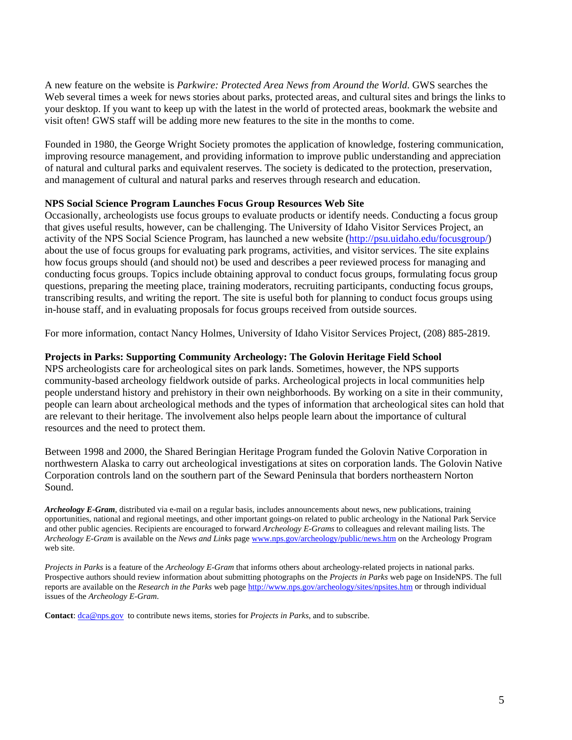A new feature on the website is *Parkwire: Protected Area News from Around the World*. GWS searches the Web several times a week for news stories about parks, protected areas, and cultural sites and brings the links to your desktop. If you want to keep up with the latest in the world of protected areas, bookmark the website and visit often! GWS staff will be adding more new features to the site in the months to come.

Founded in 1980, the George Wright Society promotes the application of knowledge, fostering communication, improving resource management, and providing information to improve public understanding and appreciation of natural and cultural parks and equivalent reserves. The society is dedicated to the protection, preservation, and management of cultural and natural parks and reserves through research and education.

**NPS Social Science Program Launches Focus Group Resources Web Site**

Occasionally, archeologists use focus groups to evaluate products or identify needs. Conducting a focus group that gives useful results, however, can be challenging. The University of Idaho Visitor Services Project, an activity of the NPS Social Science Program, has launched a new website (http://psu.uidaho.edu/focusgroup/) about the use of focus groups for evaluating park programs, activities, and visitor services. The site explains how focus groups should (and should not) be used and describes a peer reviewed process for managing and conducting focus groups. Topics include obtaining approval to conduct focus groups, formulating focus group questions, preparing the meeting place, training moderators, recruiting participants, conducting focus groups, transcribing results, and writing the report. The site is useful both for planning to conduct focus groups using in-house staff, and in evaluating proposals for focus groups received from outside sources.

For more information, contact Nancy Holmes, University of Idaho Visitor Services Project, (208) 885-2819.

**Projects in Parks: Supporting Community Archeology: The Golovin Heritage Field School**

NPS archeologists care for archeological sites on park lands. Sometimes, however, the NPS supports community-based archeology fieldwork outside of parks. Archeological projects in local communities help people understand history and prehistory in their own neighborhoods. By working on a site in their community, people can learn about archeological methods and the types of information that archeological sites can hold that are relevant to their heritage. The involvement also helps people learn about the importance of cultural resources and the need to protect them.

Between 1998 and 2000, the Shared Beringian Heritage Program funded the Golovin Native Corporation in northwestern Alaska to carry out archeological investigations at sites on corporation lands. The Golovin Native Corporation controls land on the southern part of the Seward Peninsula that borders northeastern Norton Sound.

***Archeology E-Gram***, distributed via e-mail on a regular basis, includes announcements about news, new publications, training opportunities, national and regional meetings, and other important goings-on related to public archeology in the National Park Service and other public agencies. Recipients are encouraged to forward *Archeology E-Grams* to colleagues and relevant mailing lists. The *Archeology E-Gram* is available on the *News and Links* page www.nps.gov/archeology/public/news.htm on the Archeology Program web site.

*Projects in Parks* is a feature of the *Archeology E-Gram* that informs others about archeology-related projects in national parks. Prospective authors should review information about submitting photographs on the *Projects in Parks* web page on InsideNPS. The full reports are available on the *Research in the Parks* web page http://www.nps.gov/archeology/sites/npsites.htm or through individual issues of the *Archeology E-Gram*.

**Contact**: dca@nps.gov to contribute news items, stories for *Projects in Parks*, and to subscribe.